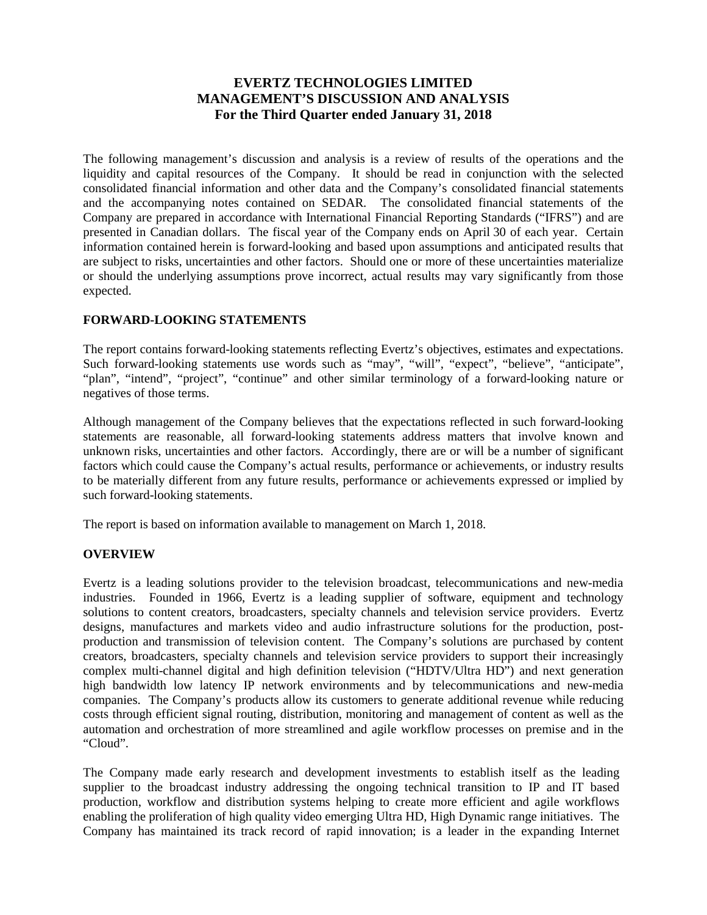# EVERTZ TECHNOLOGIES LIMITED
# MANAGEMENT'S DISCUSSION AND ANALYSIS
## For the Third Quarter ended January 31, 2018

The following management's discussion and analysis is a review of results of the operations and the liquidity and capital resources of the Company. It should be read in conjunction with the selected consolidated financial information and other data and the Company's consolidated financial statements and the accompanying notes contained on SEDAR. The consolidated financial statements of the Company are prepared in accordance with International Financial Reporting Standards ("IFRS") and are presented in Canadian dollars. The fiscal year of the Company ends on April 30 of each year. Certain information contained herein is forward-looking and based upon assumptions and anticipated results that are subject to risks, uncertainties and other factors. Should one or more of these uncertainties materialize or should the underlying assumptions prove incorrect, actual results may vary significantly from those expected.

## FORWARD-LOOKING STATEMENTS

The report contains forward-looking statements reflecting Evertz's objectives, estimates and expectations. Such forward-looking statements use words such as "may", "will", "expect", "believe", "anticipate", "plan", "intend", "project", "continue" and other similar terminology of a forward-looking nature or negatives of those terms.

Although management of the Company believes that the expectations reflected in such forward-looking statements are reasonable, all forward-looking statements address matters that involve known and unknown risks, uncertainties and other factors. Accordingly, there are or will be a number of significant factors which could cause the Company's actual results, performance or achievements, or industry results to be materially different from any future results, performance or achievements expressed or implied by such forward-looking statements.

The report is based on information available to management on March 1, 2018.

## OVERVIEW

Evertz is a leading solutions provider to the television broadcast, telecommunications and new-media industries. Founded in 1966, Evertz is a leading supplier of software, equipment and technology solutions to content creators, broadcasters, specialty channels and television service providers. Evertz designs, manufactures and markets video and audio infrastructure solutions for the production, post-production and transmission of television content. The Company's solutions are purchased by content creators, broadcasters, specialty channels and television service providers to support their increasingly complex multi-channel digital and high definition television ("HDTV/Ultra HD") and next generation high bandwidth low latency IP network environments and by telecommunications and new-media companies. The Company's products allow its customers to generate additional revenue while reducing costs through efficient signal routing, distribution, monitoring and management of content as well as the automation and orchestration of more streamlined and agile workflow processes on premise and in the "Cloud".

The Company made early research and development investments to establish itself as the leading supplier to the broadcast industry addressing the ongoing technical transition to IP and IT based production, workflow and distribution systems helping to create more efficient and agile workflows enabling the proliferation of high quality video emerging Ultra HD, High Dynamic range initiatives. The Company has maintained its track record of rapid innovation; is a leader in the expanding Internet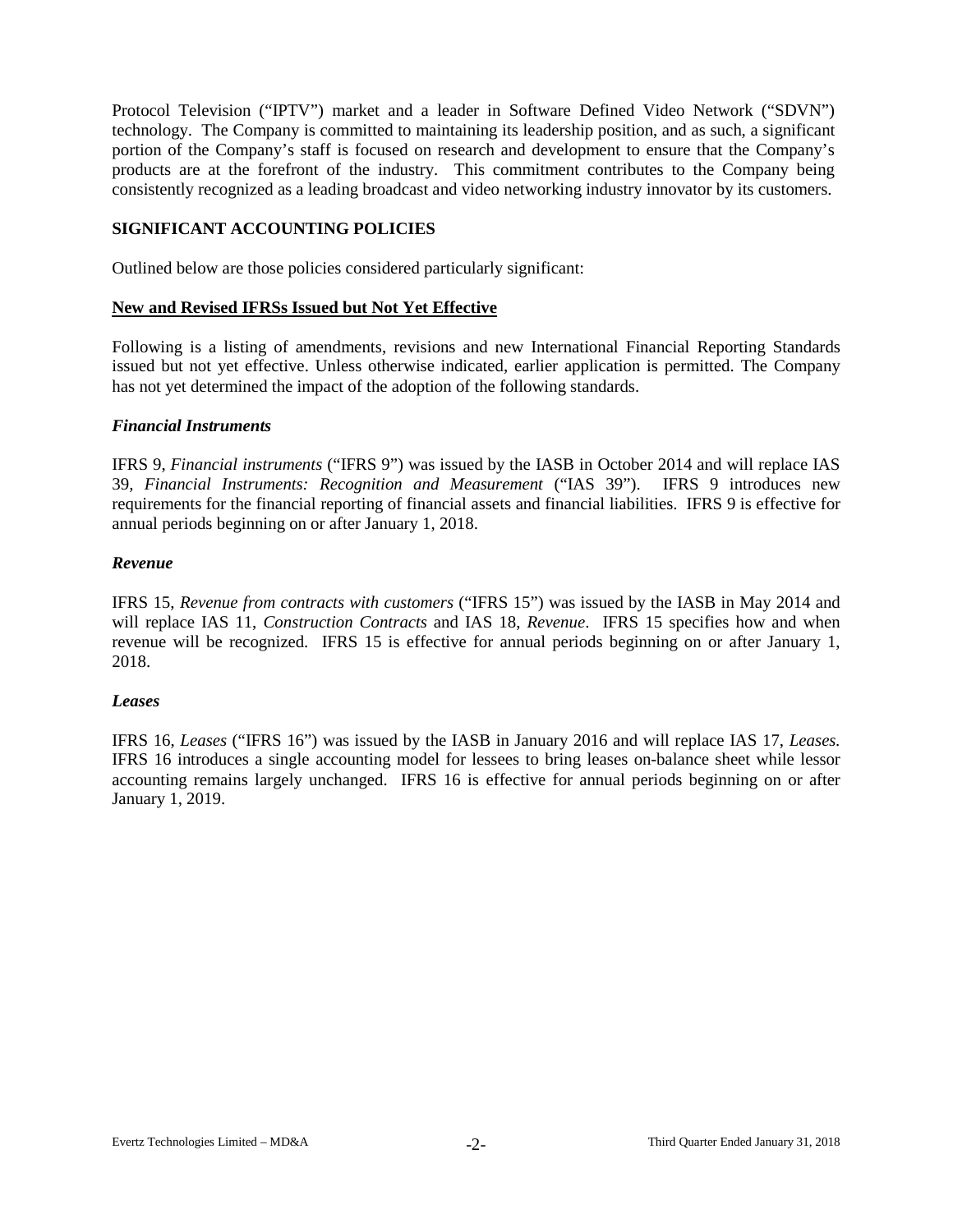Protocol Television ("IPTV") market and a leader in Software Defined Video Network ("SDVN") technology. The Company is committed to maintaining its leadership position, and as such, a significant portion of the Company's staff is focused on research and development to ensure that the Company's products are at the forefront of the industry. This commitment contributes to the Company being consistently recognized as a leading broadcast and video networking industry innovator by its customers.

## SIGNIFICANT ACCOUNTING POLICIES

Outlined below are those policies considered particularly significant:

### New and Revised IFRSs Issued but Not Yet Effective

Following is a listing of amendments, revisions and new International Financial Reporting Standards issued but not yet effective. Unless otherwise indicated, earlier application is permitted. The Company has not yet determined the impact of the adoption of the following standards.

#### *Financial Instruments*

IFRS 9, *Financial instruments* ("IFRS 9") was issued by the IASB in October 2014 and will replace IAS 39, *Financial Instruments: Recognition and Measurement* ("IAS 39"). IFRS 9 introduces new requirements for the financial reporting of financial assets and financial liabilities. IFRS 9 is effective for annual periods beginning on or after January 1, 2018.

#### *Revenue*

IFRS 15, *Revenue from contracts with customers* ("IFRS 15") was issued by the IASB in May 2014 and will replace IAS 11, *Construction Contracts* and IAS 18, *Revenue*. IFRS 15 specifies how and when revenue will be recognized. IFRS 15 is effective for annual periods beginning on or after January 1, 2018.

#### *Leases*

IFRS 16, *Leases* ("IFRS 16") was issued by the IASB in January 2016 and will replace IAS 17, *Leases*. IFRS 16 introduces a single accounting model for lessees to bring leases on-balance sheet while lessor accounting remains largely unchanged. IFRS 16 is effective for annual periods beginning on or after January 1, 2019.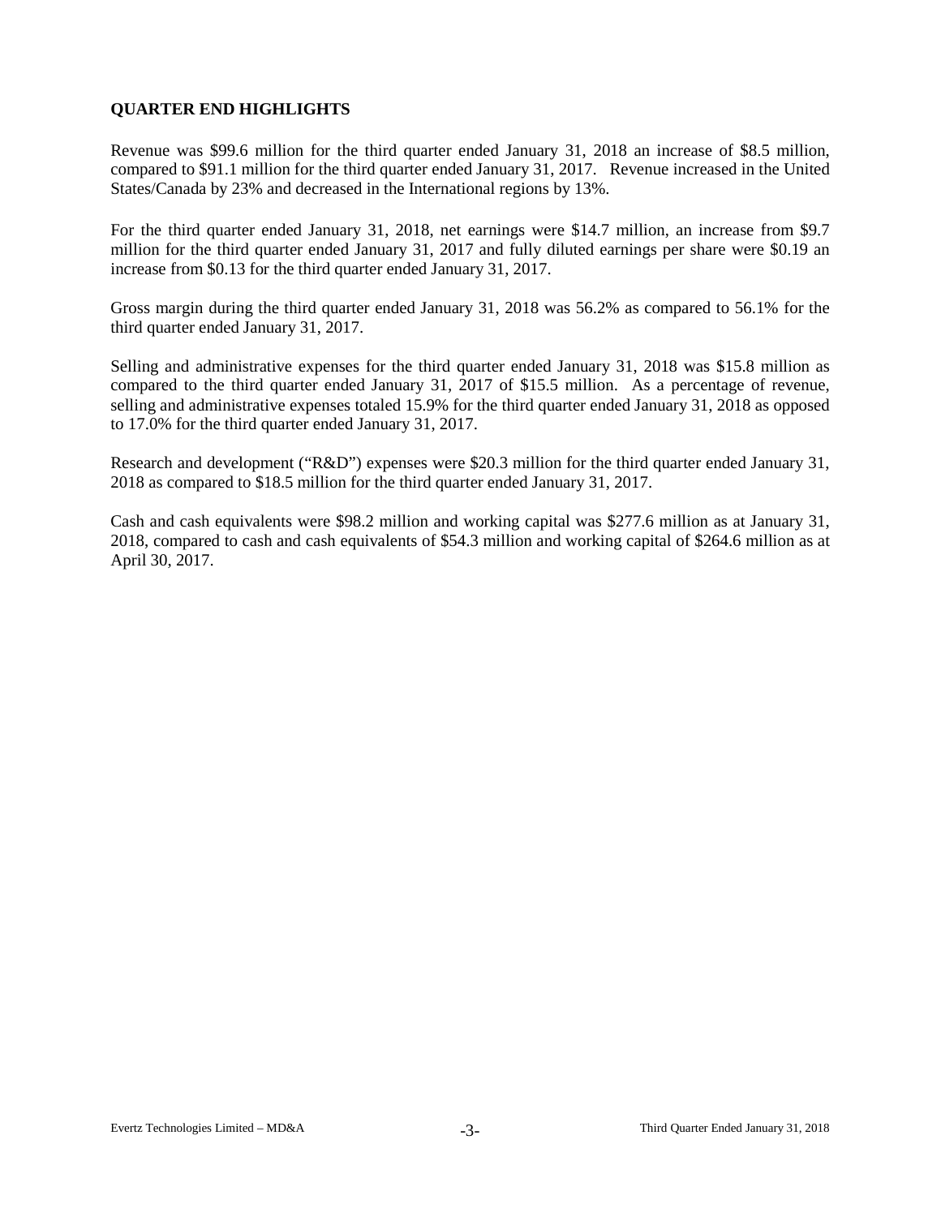## QUARTER END HIGHLIGHTS

Revenue was $99.6 million for the third quarter ended January 31, 2018 an increase of $8.5 million, compared to $91.1 million for the third quarter ended January 31, 2017. Revenue increased in the United States/Canada by 23% and decreased in the International regions by 13%.

For the third quarter ended January 31, 2018, net earnings were $14.7 million, an increase from $9.7 million for the third quarter ended January 31, 2017 and fully diluted earnings per share were $0.19 an increase from $0.13 for the third quarter ended January 31, 2017.

Gross margin during the third quarter ended January 31, 2018 was 56.2% as compared to 56.1% for the third quarter ended January 31, 2017.

Selling and administrative expenses for the third quarter ended January 31, 2018 was $15.8 million as compared to the third quarter ended January 31, 2017 of $15.5 million. As a percentage of revenue, selling and administrative expenses totaled 15.9% for the third quarter ended January 31, 2018 as opposed to 17.0% for the third quarter ended January 31, 2017.

Research and development ("R&D") expenses were $20.3 million for the third quarter ended January 31, 2018 as compared to $18.5 million for the third quarter ended January 31, 2017.

Cash and cash equivalents were $98.2 million and working capital was $277.6 million as at January 31, 2018, compared to cash and cash equivalents of $54.3 million and working capital of $264.6 million as at April 30, 2017.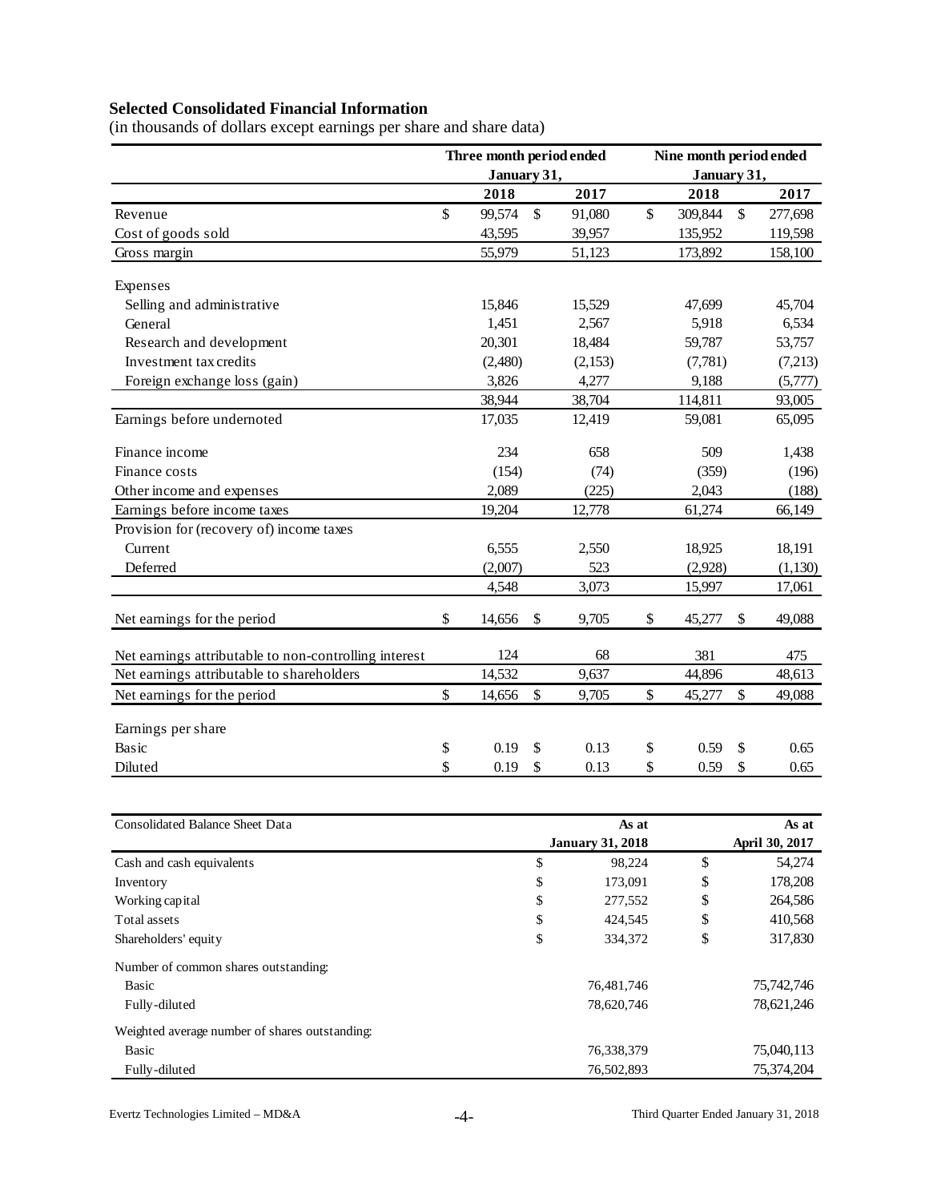**Selected Consolidated Financial Information**

(in thousands of dollars except earnings per share and share data)

| | Three month period ended January 31, | | Nine month period ended January 31, | |
|---|---|---|---|---|
| | **2018** | **2017** | **2018** | **2017** |
| Revenue | $ 99,574 | $ 91,080 | $ 309,844 | $ 277,698 |
| Cost of goods sold | 43,595 | 39,957 | 135,952 | 119,598 |
| Gross margin | 55,979 | 51,123 | 173,892 | 158,100 |
| Expenses | | | | |
| Selling and administrative | 15,846 | 15,529 | 47,699 | 45,704 |
| General | 1,451 | 2,567 | 5,918 | 6,534 |
| Research and development | 20,301 | 18,484 | 59,787 | 53,757 |
| Investment tax credits | (2,480) | (2,153) | (7,781) | (7,213) |
| Foreign exchange loss (gain) | 3,826 | 4,277 | 9,188 | (5,777) |
| | 38,944 | 38,704 | 114,811 | 93,005 |
| Earnings before undernoted | 17,035 | 12,419 | 59,081 | 65,095 |
| Finance income | 234 | 658 | 509 | 1,438 |
| Finance costs | (154) | (74) | (359) | (196) |
| Other income and expenses | 2,089 | (225) | 2,043 | (188) |
| Earnings before income taxes | 19,204 | 12,778 | 61,274 | 66,149 |
| Provision for (recovery of) income taxes | | | | |
| Current | 6,555 | 2,550 | 18,925 | 18,191 |
| Deferred | (2,007) | 523 | (2,928) | (1,130) |
| | 4,548 | 3,073 | 15,997 | 17,061 |
| Net earnings for the period | $ 14,656 | $ 9,705 | $ 45,277 | $ 49,088 |
| Net earnings attributable to non-controlling interest | 124 | 68 | 381 | 475 |
| Net earnings attributable to shareholders | 14,532 | 9,637 | 44,896 | 48,613 |
| Net earnings for the period | $ 14,656 | $ 9,705 | $ 45,277 | $ 49,088 |
| Earnings per share | | | | |
| Basic | $ 0.19 | $ 0.13 | $ 0.59 | $ 0.65 |
| Diluted | $ 0.19 | $ 0.13 | $ 0.59 | $ 0.65 |

| Consolidated Balance Sheet Data | As at January 31, 2018 | As at April 30, 2017 |
|---|---|---|
| Cash and cash equivalents | $ 98,224 | $ 54,274 |
| Inventory | $ 173,091 | $ 178,208 |
| Working capital | $ 277,552 | $ 264,586 |
| Total assets | $ 424,545 | $ 410,568 |
| Shareholders' equity | $ 334,372 | $ 317,830 |
| Number of common shares outstanding: | | |
| Basic | 76,481,746 | 75,742,746 |
| Fully-diluted | 78,620,746 | 78,621,246 |
| Weighted average number of shares outstanding: | | |
| Basic | 76,338,379 | 75,040,113 |
| Fully-diluted | 76,502,893 | 75,374,204 |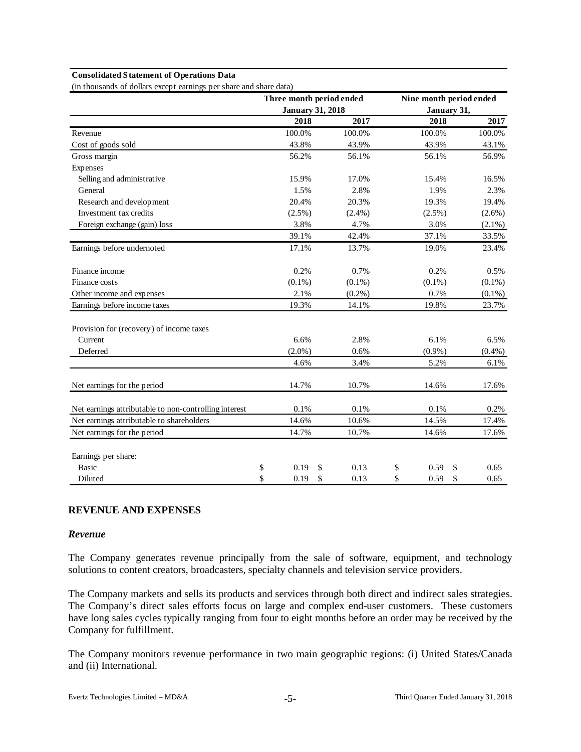**Consolidated Statement of Operations Data**

(in thousands of dollars except earnings per share and share data)

| | Three month period ended January 31, 2018 | | Nine month period ended January 31, | |
|---|---|---|---|---|
| | 2018 | 2017 | 2018 | 2017 |
| Revenue | 100.0% | 100.0% | 100.0% | 100.0% |
| Cost of goods sold | 43.8% | 43.9% | 43.9% | 43.1% |
| Gross margin | 56.2% | 56.1% | 56.1% | 56.9% |
| Expenses | | | | |
| Selling and administrative | 15.9% | 17.0% | 15.4% | 16.5% |
| General | 1.5% | 2.8% | 1.9% | 2.3% |
| Research and development | 20.4% | 20.3% | 19.3% | 19.4% |
| Investment tax credits | (2.5%) | (2.4%) | (2.5%) | (2.6%) |
| Foreign exchange (gain) loss | 3.8% | 4.7% | 3.0% | (2.1%) |
| | 39.1% | 42.4% | 37.1% | 33.5% |
| Earnings before undernoted | 17.1% | 13.7% | 19.0% | 23.4% |
| Finance income | 0.2% | 0.7% | 0.2% | 0.5% |
| Finance costs | (0.1%) | (0.1%) | (0.1%) | (0.1%) |
| Other income and expenses | 2.1% | (0.2%) | 0.7% | (0.1%) |
| Earnings before income taxes | 19.3% | 14.1% | 19.8% | 23.7% |
| Provision for (recovery) of income taxes | | | | |
| Current | 6.6% | 2.8% | 6.1% | 6.5% |
| Deferred | (2.0%) | 0.6% | (0.9%) | (0.4%) |
| | 4.6% | 3.4% | 5.2% | 6.1% |
| Net earnings for the period | 14.7% | 10.7% | 14.6% | 17.6% |
| Net earnings attributable to non-controlling interest | 0.1% | 0.1% | 0.1% | 0.2% |
| Net earnings attributable to shareholders | 14.6% | 10.6% | 14.5% | 17.4% |
| Net earnings for the period | 14.7% | 10.7% | 14.6% | 17.6% |
| Earnings per share: | | | | |
| Basic | $ 0.19 | $ 0.13 | $ 0.59 | $ 0.65 |
| Diluted | $ 0.19 | $ 0.13 | $ 0.59 | $ 0.65 |

## REVENUE AND EXPENSES

### *Revenue*

The Company generates revenue principally from the sale of software, equipment, and technology solutions to content creators, broadcasters, specialty channels and television service providers.

The Company markets and sells its products and services through both direct and indirect sales strategies. The Company's direct sales efforts focus on large and complex end-user customers. These customers have long sales cycles typically ranging from four to eight months before an order may be received by the Company for fulfillment.

The Company monitors revenue performance in two main geographic regions: (i) United States/Canada and (ii) International.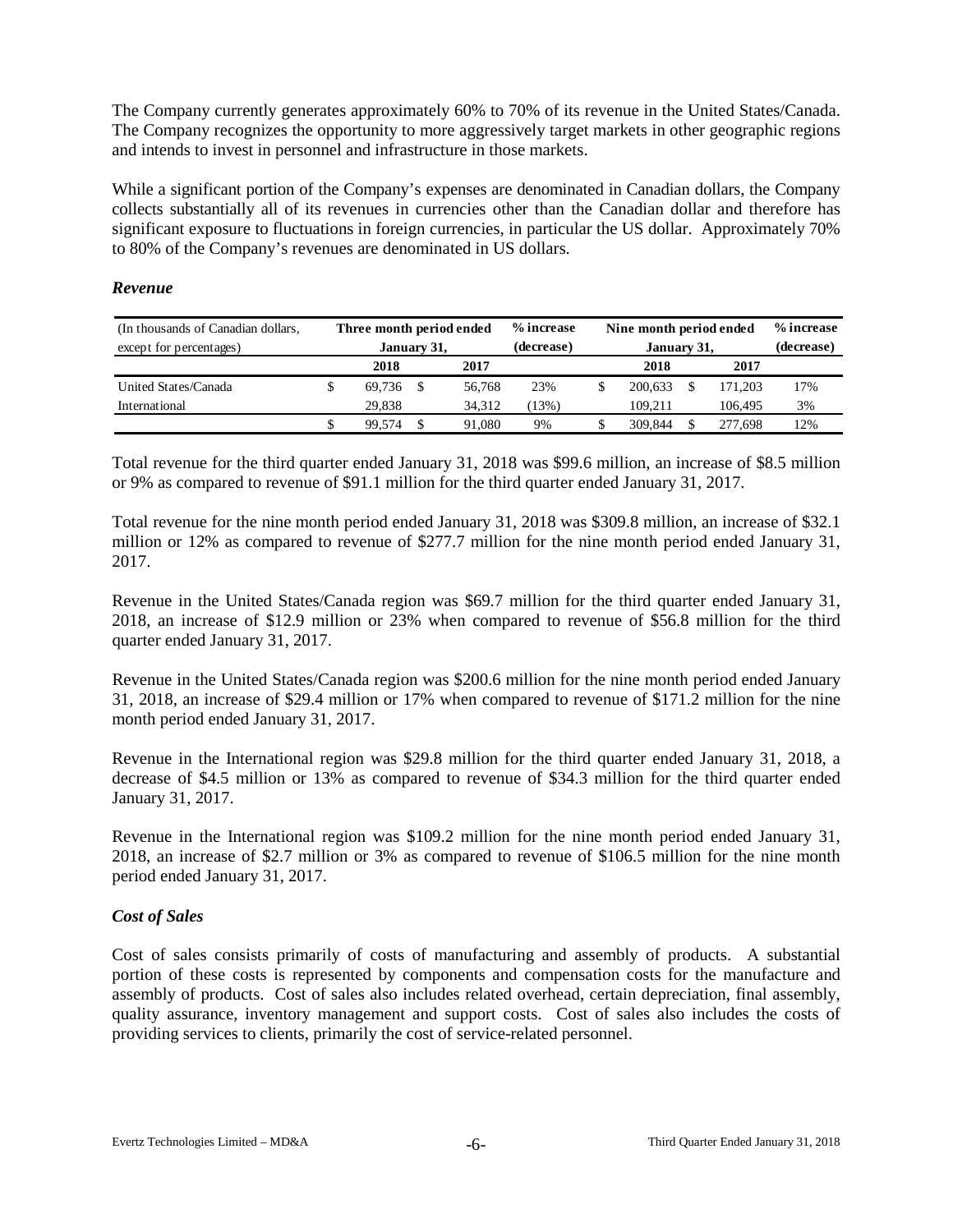The Company currently generates approximately 60% to 70% of its revenue in the United States/Canada. The Company recognizes the opportunity to more aggressively target markets in other geographic regions and intends to invest in personnel and infrastructure in those markets.

While a significant portion of the Company's expenses are denominated in Canadian dollars, the Company collects substantially all of its revenues in currencies other than the Canadian dollar and therefore has significant exposure to fluctuations in foreign currencies, in particular the US dollar. Approximately 70% to 80% of the Company's revenues are denominated in US dollars.

### *Revenue*

| (In thousands of Canadian dollars, except for percentages) | Three month period ended January 31, | | % increase (decrease) | Nine month period ended January 31, | | % increase (decrease) |
|---|---|---|---|---|---|---|
| | 2018 | 2017 | | 2018 | 2017 | |
| United States/Canada | $ 69,736 | $ 56,768 | 23% | $ 200,633 | $ 171,203 | 17% |
| International | 29,838 | 34,312 | (13%) | 109,211 | 106,495 | 3% |
| | $ 99,574 | $ 91,080 | 9% | $ 309,844 | $ 277,698 | 12% |

Total revenue for the third quarter ended January 31, 2018 was $99.6 million, an increase of $8.5 million or 9% as compared to revenue of $91.1 million for the third quarter ended January 31, 2017.

Total revenue for the nine month period ended January 31, 2018 was $309.8 million, an increase of $32.1 million or 12% as compared to revenue of $277.7 million for the nine month period ended January 31, 2017.

Revenue in the United States/Canada region was $69.7 million for the third quarter ended January 31, 2018, an increase of $12.9 million or 23% when compared to revenue of $56.8 million for the third quarter ended January 31, 2017.

Revenue in the United States/Canada region was $200.6 million for the nine month period ended January 31, 2018, an increase of $29.4 million or 17% when compared to revenue of $171.2 million for the nine month period ended January 31, 2017.

Revenue in the International region was $29.8 million for the third quarter ended January 31, 2018, a decrease of $4.5 million or 13% as compared to revenue of $34.3 million for the third quarter ended January 31, 2017.

Revenue in the International region was $109.2 million for the nine month period ended January 31, 2018, an increase of $2.7 million or 3% as compared to revenue of $106.5 million for the nine month period ended January 31, 2017.

### *Cost of Sales*

Cost of sales consists primarily of costs of manufacturing and assembly of products. A substantial portion of these costs is represented by components and compensation costs for the manufacture and assembly of products. Cost of sales also includes related overhead, certain depreciation, final assembly, quality assurance, inventory management and support costs. Cost of sales also includes the costs of providing services to clients, primarily the cost of service-related personnel.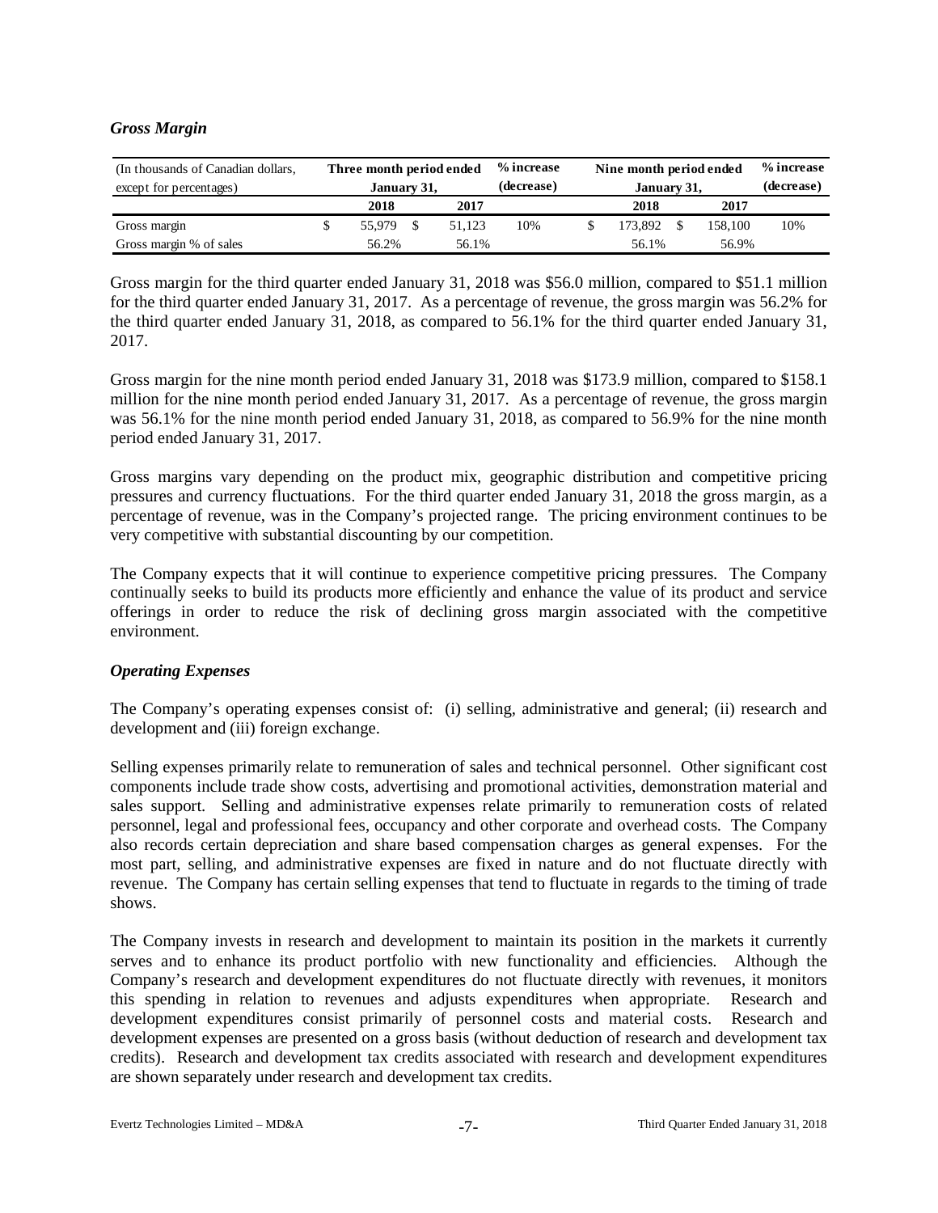### *Gross Margin*

| (In thousands of Canadian dollars, except for percentages) | Three month period ended January 31, | | % increase (decrease) | Nine month period ended January 31, | | % increase (decrease) |
|---|---|---|---|---|---|---|
| | 2018 | 2017 | | 2018 | 2017 | |
| Gross margin | $ 55,979 | $ 51,123 | 10% | $ 173,892 | $ 158,100 | 10% |
| Gross margin % of sales | 56.2% | 56.1% | | 56.1% | 56.9% | |

Gross margin for the third quarter ended January 31, 2018 was \$56.0 million, compared to \$51.1 million for the third quarter ended January 31, 2017. As a percentage of revenue, the gross margin was 56.2% for the third quarter ended January 31, 2018, as compared to 56.1% for the third quarter ended January 31, 2017.

Gross margin for the nine month period ended January 31, 2018 was \$173.9 million, compared to \$158.1 million for the nine month period ended January 31, 2017. As a percentage of revenue, the gross margin was 56.1% for the nine month period ended January 31, 2018, as compared to 56.9% for the nine month period ended January 31, 2017.

Gross margins vary depending on the product mix, geographic distribution and competitive pricing pressures and currency fluctuations. For the third quarter ended January 31, 2018 the gross margin, as a percentage of revenue, was in the Company's projected range. The pricing environment continues to be very competitive with substantial discounting by our competition.

The Company expects that it will continue to experience competitive pricing pressures. The Company continually seeks to build its products more efficiently and enhance the value of its product and service offerings in order to reduce the risk of declining gross margin associated with the competitive environment.

### *Operating Expenses*

The Company's operating expenses consist of: (i) selling, administrative and general; (ii) research and development and (iii) foreign exchange.

Selling expenses primarily relate to remuneration of sales and technical personnel. Other significant cost components include trade show costs, advertising and promotional activities, demonstration material and sales support. Selling and administrative expenses relate primarily to remuneration costs of related personnel, legal and professional fees, occupancy and other corporate and overhead costs. The Company also records certain depreciation and share based compensation charges as general expenses. For the most part, selling, and administrative expenses are fixed in nature and do not fluctuate directly with revenue. The Company has certain selling expenses that tend to fluctuate in regards to the timing of trade shows.

The Company invests in research and development to maintain its position in the markets it currently serves and to enhance its product portfolio with new functionality and efficiencies. Although the Company's research and development expenditures do not fluctuate directly with revenues, it monitors this spending in relation to revenues and adjusts expenditures when appropriate. Research and development expenditures consist primarily of personnel costs and material costs. Research and development expenses are presented on a gross basis (without deduction of research and development tax credits). Research and development tax credits associated with research and development expenditures are shown separately under research and development tax credits.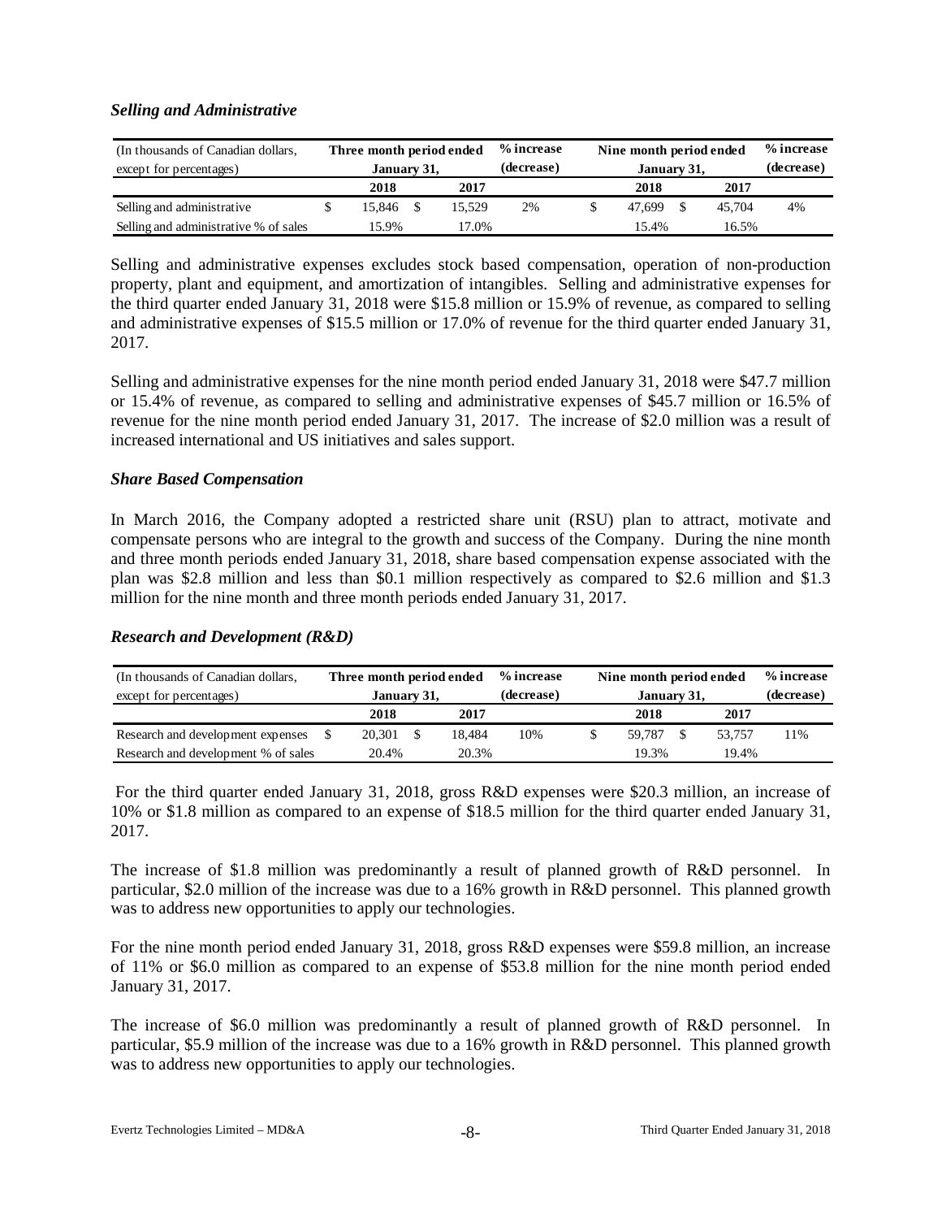### *Selling and Administrative*

| (In thousands of Canadian dollars, except for percentages) | Three month period ended January 31, | | % increase (decrease) | Nine month period ended January 31, | | % increase (decrease) |
|---|---|---|---|---|---|---|
| | 2018 | 2017 | | 2018 | 2017 | |
| Selling and administrative | $ 15,846 | $ 15,529 | 2% | $ 47,699 | $ 45,704 | 4% |
| Selling and administrative % of sales | 15.9% | 17.0% | | 15.4% | 16.5% | |

Selling and administrative expenses excludes stock based compensation, operation of non-production property, plant and equipment, and amortization of intangibles. Selling and administrative expenses for the third quarter ended January 31, 2018 were $15.8 million or 15.9% of revenue, as compared to selling and administrative expenses of $15.5 million or 17.0% of revenue for the third quarter ended January 31, 2017.

Selling and administrative expenses for the nine month period ended January 31, 2018 were $47.7 million or 15.4% of revenue, as compared to selling and administrative expenses of $45.7 million or 16.5% of revenue for the nine month period ended January 31, 2017. The increase of $2.0 million was a result of increased international and US initiatives and sales support.

### *Share Based Compensation*

In March 2016, the Company adopted a restricted share unit (RSU) plan to attract, motivate and compensate persons who are integral to the growth and success of the Company. During the nine month and three month periods ended January 31, 2018, share based compensation expense associated with the plan was $2.8 million and less than $0.1 million respectively as compared to $2.6 million and $1.3 million for the nine month and three month periods ended January 31, 2017.

### *Research and Development (R&D)*

| (In thousands of Canadian dollars, except for percentages) | Three month period ended January 31, | | % increase (decrease) | Nine month period ended January 31, | | % increase (decrease) |
|---|---|---|---|---|---|---|
| | 2018 | 2017 | | 2018 | 2017 | |
| Research and development expenses | $ 20,301 | $ 18,484 | 10% | $ 59,787 | $ 53,757 | 11% |
| Research and development % of sales | 20.4% | 20.3% | | 19.3% | 19.4% | |

For the third quarter ended January 31, 2018, gross R&D expenses were $20.3 million, an increase of 10% or $1.8 million as compared to an expense of $18.5 million for the third quarter ended January 31, 2017.

The increase of $1.8 million was predominantly a result of planned growth of R&D personnel. In particular, $2.0 million of the increase was due to a 16% growth in R&D personnel. This planned growth was to address new opportunities to apply our technologies.

For the nine month period ended January 31, 2018, gross R&D expenses were $59.8 million, an increase of 11% or $6.0 million as compared to an expense of $53.8 million for the nine month period ended January 31, 2017.

The increase of $6.0 million was predominantly a result of planned growth of R&D personnel. In particular, $5.9 million of the increase was due to a 16% growth in R&D personnel. This planned growth was to address new opportunities to apply our technologies.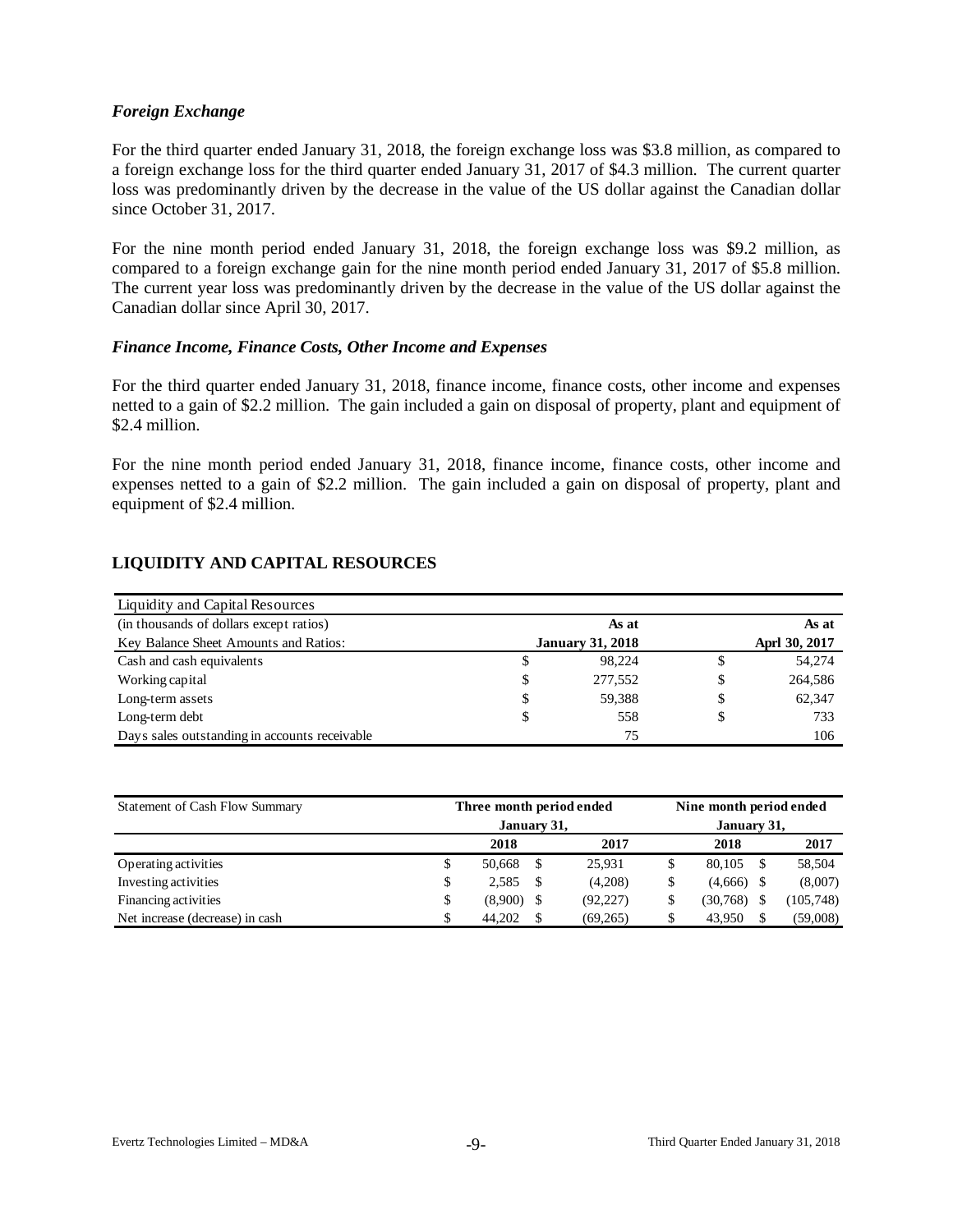### *Foreign Exchange*

For the third quarter ended January 31, 2018, the foreign exchange loss was $3.8 million, as compared to a foreign exchange loss for the third quarter ended January 31, 2017 of $4.3 million. The current quarter loss was predominantly driven by the decrease in the value of the US dollar against the Canadian dollar since October 31, 2017.

For the nine month period ended January 31, 2018, the foreign exchange loss was $9.2 million, as compared to a foreign exchange gain for the nine month period ended January 31, 2017 of $5.8 million. The current year loss was predominantly driven by the decrease in the value of the US dollar against the Canadian dollar since April 30, 2017.

### *Finance Income, Finance Costs, Other Income and Expenses*

For the third quarter ended January 31, 2018, finance income, finance costs, other income and expenses netted to a gain of $2.2 million. The gain included a gain on disposal of property, plant and equipment of $2.4 million.

For the nine month period ended January 31, 2018, finance income, finance costs, other income and expenses netted to a gain of $2.2 million. The gain included a gain on disposal of property, plant and equipment of $2.4 million.

## LIQUIDITY AND CAPITAL RESOURCES

| Liquidity and Capital Resources | | | | |
|---|---|---|---|---|
| (in thousands of dollars except ratios) | | **As at** | | **As at** |
| Key Balance Sheet Amounts and Ratios: | | **January 31, 2018** | | **Aprl 30, 2017** |
| Cash and cash equivalents | $ | 98,224 | $ | 54,274 |
| Working capital | $ | 277,552 | $ | 264,586 |
| Long-term assets | $ | 59,388 | $ | 62,347 |
| Long-term debt | $ | 558 | $ | 733 |
| Days sales outstanding in accounts receivable | | 75 | | 106 |

| Statement of Cash Flow Summary | **Three month period ended January 31,** | | | | **Nine month period ended January 31,** | | | |
|---|---|---|---|---|---|---|---|---|
| | | **2018** | | **2017** | | **2018** | | **2017** |
| Operating activities | $ | 50,668 | $ | 25,931 | $ | 80,105 | $ | 58,504 |
| Investing activities | $ | 2,585 | $ | (4,208) | $ | (4,666) | $ | (8,007) |
| Financing activities | $ | (8,900) | $ | (92,227) | $ | (30,768) | $ | (105,748) |
| Net increase (decrease) in cash | $ | 44,202 | $ | (69,265) | $ | 43,950 | $ | (59,008) |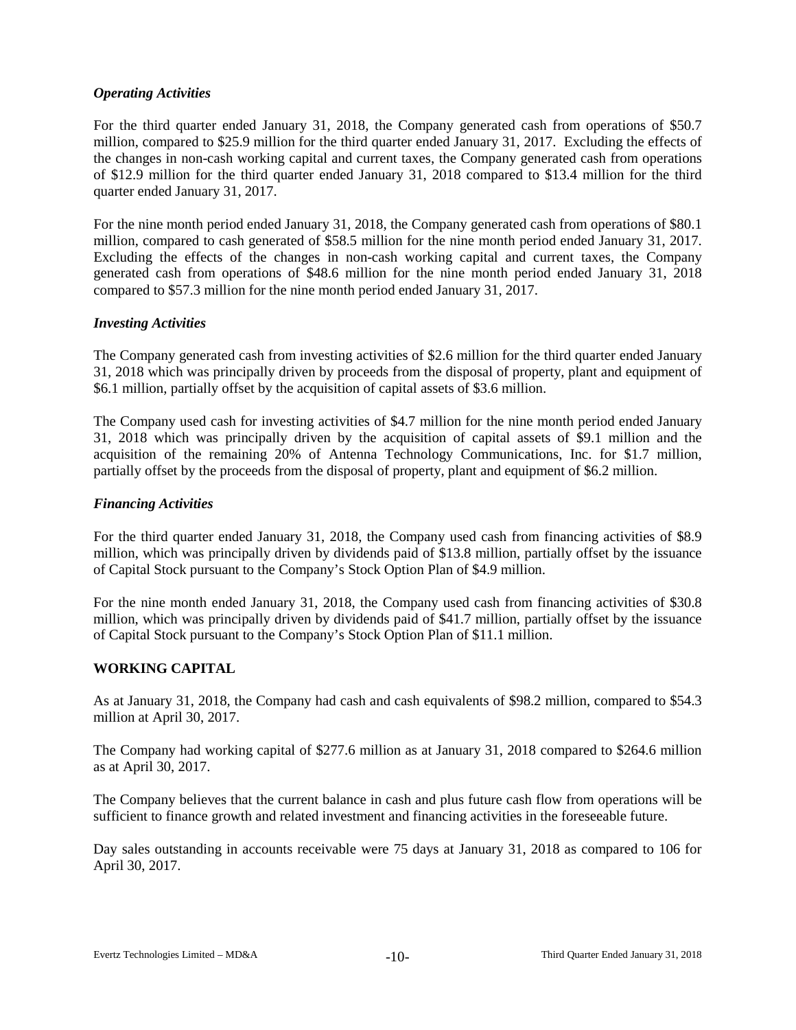### *Operating Activities*

For the third quarter ended January 31, 2018, the Company generated cash from operations of $50.7 million, compared to $25.9 million for the third quarter ended January 31, 2017. Excluding the effects of the changes in non-cash working capital and current taxes, the Company generated cash from operations of $12.9 million for the third quarter ended January 31, 2018 compared to $13.4 million for the third quarter ended January 31, 2017.

For the nine month period ended January 31, 2018, the Company generated cash from operations of $80.1 million, compared to cash generated of $58.5 million for the nine month period ended January 31, 2017. Excluding the effects of the changes in non-cash working capital and current taxes, the Company generated cash from operations of $48.6 million for the nine month period ended January 31, 2018 compared to $57.3 million for the nine month period ended January 31, 2017.

### *Investing Activities*

The Company generated cash from investing activities of $2.6 million for the third quarter ended January 31, 2018 which was principally driven by proceeds from the disposal of property, plant and equipment of $6.1 million, partially offset by the acquisition of capital assets of $3.6 million.

The Company used cash for investing activities of $4.7 million for the nine month period ended January 31, 2018 which was principally driven by the acquisition of capital assets of $9.1 million and the acquisition of the remaining 20% of Antenna Technology Communications, Inc. for $1.7 million, partially offset by the proceeds from the disposal of property, plant and equipment of $6.2 million.

### *Financing Activities*

For the third quarter ended January 31, 2018, the Company used cash from financing activities of $8.9 million, which was principally driven by dividends paid of $13.8 million, partially offset by the issuance of Capital Stock pursuant to the Company's Stock Option Plan of $4.9 million.

For the nine month ended January 31, 2018, the Company used cash from financing activities of $30.8 million, which was principally driven by dividends paid of $41.7 million, partially offset by the issuance of Capital Stock pursuant to the Company's Stock Option Plan of $11.1 million.

## WORKING CAPITAL

As at January 31, 2018, the Company had cash and cash equivalents of $98.2 million, compared to $54.3 million at April 30, 2017.

The Company had working capital of $277.6 million as at January 31, 2018 compared to $264.6 million as at April 30, 2017.

The Company believes that the current balance in cash and plus future cash flow from operations will be sufficient to finance growth and related investment and financing activities in the foreseeable future.

Day sales outstanding in accounts receivable were 75 days at January 31, 2018 as compared to 106 for April 30, 2017.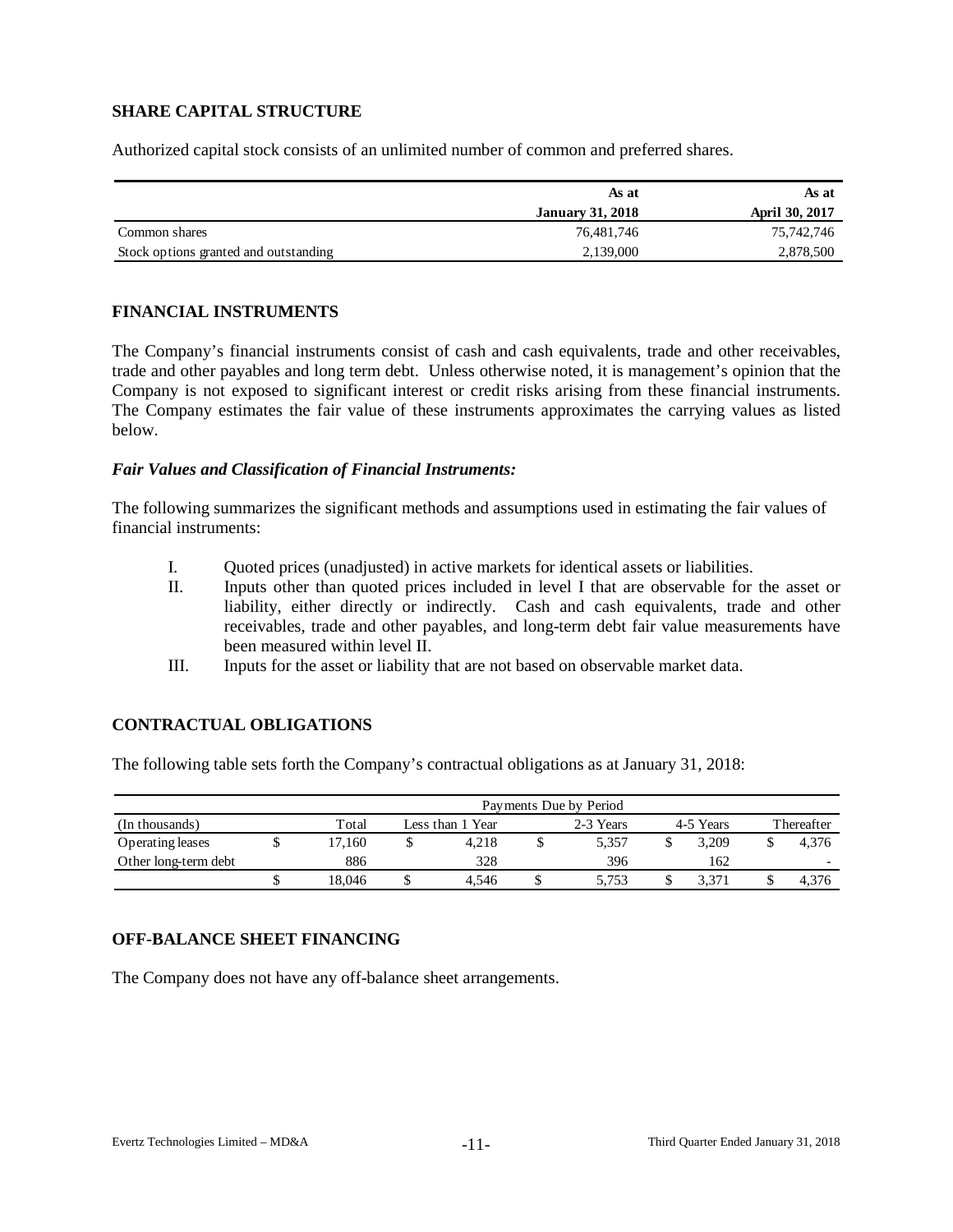## SHARE CAPITAL STRUCTURE

Authorized capital stock consists of an unlimited number of common and preferred shares.

| | As at January 31, 2018 | As at April 30, 2017 |
|---|---|---|
| Common shares | 76,481,746 | 75,742,746 |
| Stock options granted and outstanding | 2,139,000 | 2,878,500 |

## FINANCIAL INSTRUMENTS

The Company's financial instruments consist of cash and cash equivalents, trade and other receivables, trade and other payables and long term debt. Unless otherwise noted, it is management's opinion that the Company is not exposed to significant interest or credit risks arising from these financial instruments. The Company estimates the fair value of these instruments approximates the carrying values as listed below.

### *Fair Values and Classification of Financial Instruments:*

The following summarizes the significant methods and assumptions used in estimating the fair values of financial instruments:

I. Quoted prices (unadjusted) in active markets for identical assets or liabilities.

II. Inputs other than quoted prices included in level I that are observable for the asset or liability, either directly or indirectly. Cash and cash equivalents, trade and other receivables, trade and other payables, and long-term debt fair value measurements have been measured within level II.

III. Inputs for the asset or liability that are not based on observable market data.

## CONTRACTUAL OBLIGATIONS

The following table sets forth the Company's contractual obligations as at January 31, 2018:

| | Payments Due by Period | | | | |
|---|---|---|---|---|---|
| (In thousands) | Total | Less than 1 Year | 2-3 Years | 4-5 Years | Thereafter |
| Operating leases | $ 17,160 | $ 4,218 | $ 5,357 | $ 3,209 | $ 4,376 |
| Other long-term debt | 886 | 328 | 396 | 162 | - |
| | $ 18,046 | $ 4,546 | $ 5,753 | $ 3,371 | $ 4,376 |

## OFF-BALANCE SHEET FINANCING

The Company does not have any off-balance sheet arrangements.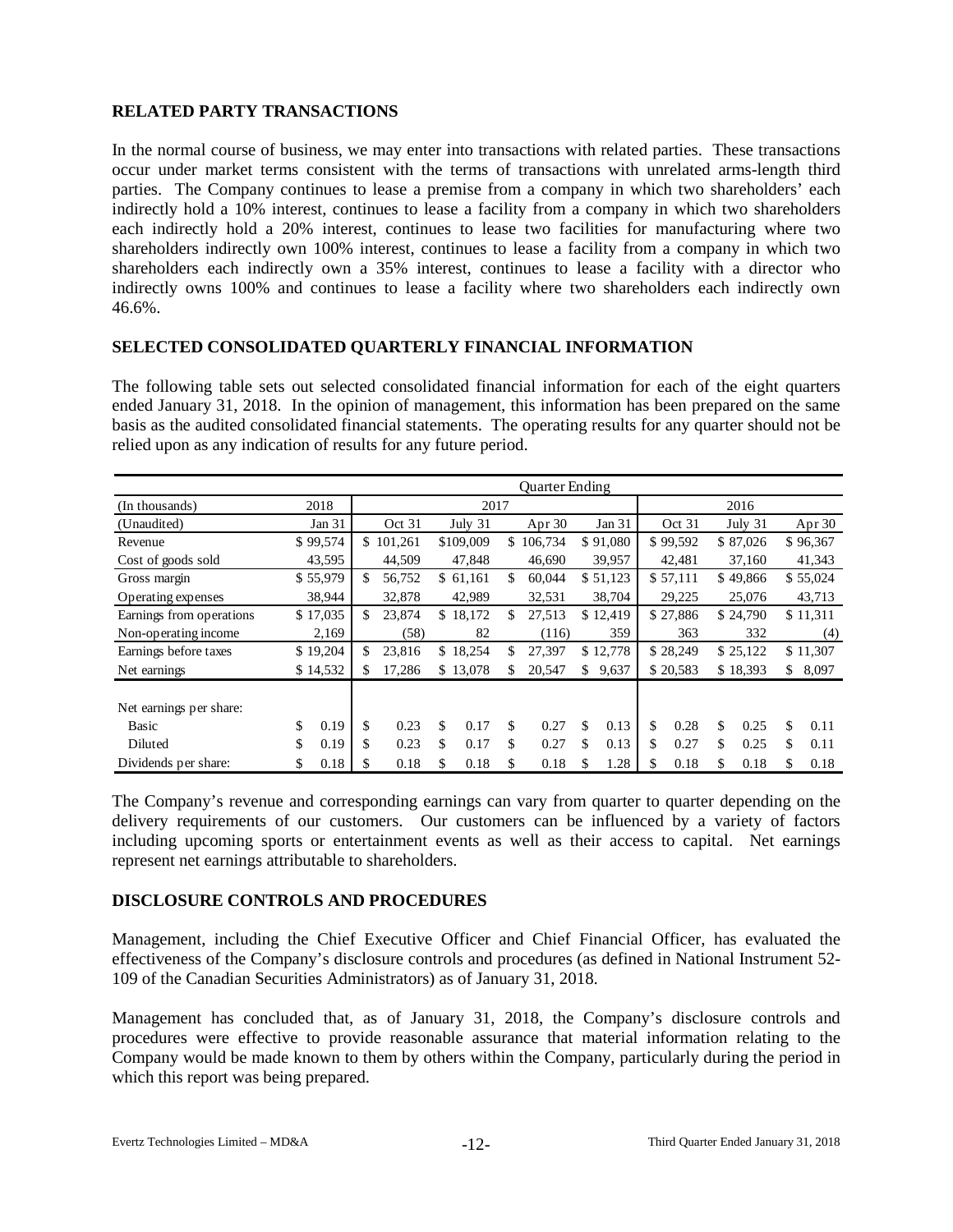## RELATED PARTY TRANSACTIONS

In the normal course of business, we may enter into transactions with related parties. These transactions occur under market terms consistent with the terms of transactions with unrelated arms-length third parties. The Company continues to lease a premise from a company in which two shareholders' each indirectly hold a 10% interest, continues to lease a facility from a company in which two shareholders each indirectly hold a 20% interest, continues to lease two facilities for manufacturing where two shareholders indirectly own 100% interest, continues to lease a facility from a company in which two shareholders each indirectly own a 35% interest, continues to lease a facility with a director who indirectly owns 100% and continues to lease a facility where two shareholders each indirectly own 46.6%.

## SELECTED CONSOLIDATED QUARTERLY FINANCIAL INFORMATION

The following table sets out selected consolidated financial information for each of the eight quarters ended January 31, 2018. In the opinion of management, this information has been prepared on the same basis as the audited consolidated financial statements. The operating results for any quarter should not be relied upon as any indication of results for any future period.

| | Quarter Ending | | | | | | | |
|---|---|---|---|---|---|---|---|---|
| (In thousands) | 2018 | 2017 | | | | 2016 | | |
| (Unaudited) | Jan 31 | Oct 31 | July 31 | Apr 30 | Jan 31 | Oct 31 | July 31 | Apr 30 |
| Revenue | $ 99,574 | $ 101,261 | $109,009 | $ 106,734 | $ 91,080 | $ 99,592 | $ 87,026 | $ 96,367 |
| Cost of goods sold | 43,595 | 44,509 | 47,848 | 46,690 | 39,957 | 42,481 | 37,160 | 41,343 |
| Gross margin | $ 55,979 | $ 56,752 | $ 61,161 | $ 60,044 | $ 51,123 | $ 57,111 | $ 49,866 | $ 55,024 |
| Operating expenses | 38,944 | 32,878 | 42,989 | 32,531 | 38,704 | 29,225 | 25,076 | 43,713 |
| Earnings from operations | $ 17,035 | $ 23,874 | $ 18,172 | $ 27,513 | $ 12,419 | $ 27,886 | $ 24,790 | $ 11,311 |
| Non-operating income | 2,169 | (58) | 82 | (116) | 359 | 363 | 332 | (4) |
| Earnings before taxes | $ 19,204 | $ 23,816 | $ 18,254 | $ 27,397 | $ 12,778 | $ 28,249 | $ 25,122 | $ 11,307 |
| Net earnings | $ 14,532 | $ 17,286 | $ 13,078 | $ 20,547 | $ 9,637 | $ 20,583 | $ 18,393 | $ 8,097 |
| Net earnings per share: | | | | | | | | |
| Basic | $ 0.19 | $ 0.23 | $ 0.17 | $ 0.27 | $ 0.13 | $ 0.28 | $ 0.25 | $ 0.11 |
| Diluted | $ 0.19 | $ 0.23 | $ 0.17 | $ 0.27 | $ 0.13 | $ 0.27 | $ 0.25 | $ 0.11 |
| Dividends per share: | $ 0.18 | $ 0.18 | $ 0.18 | $ 0.18 | $ 1.28 | $ 0.18 | $ 0.18 | $ 0.18 |

The Company's revenue and corresponding earnings can vary from quarter to quarter depending on the delivery requirements of our customers. Our customers can be influenced by a variety of factors including upcoming sports or entertainment events as well as their access to capital. Net earnings represent net earnings attributable to shareholders.

## DISCLOSURE CONTROLS AND PROCEDURES

Management, including the Chief Executive Officer and Chief Financial Officer, has evaluated the effectiveness of the Company's disclosure controls and procedures (as defined in National Instrument 52-109 of the Canadian Securities Administrators) as of January 31, 2018.

Management has concluded that, as of January 31, 2018, the Company's disclosure controls and procedures were effective to provide reasonable assurance that material information relating to the Company would be made known to them by others within the Company, particularly during the period in which this report was being prepared.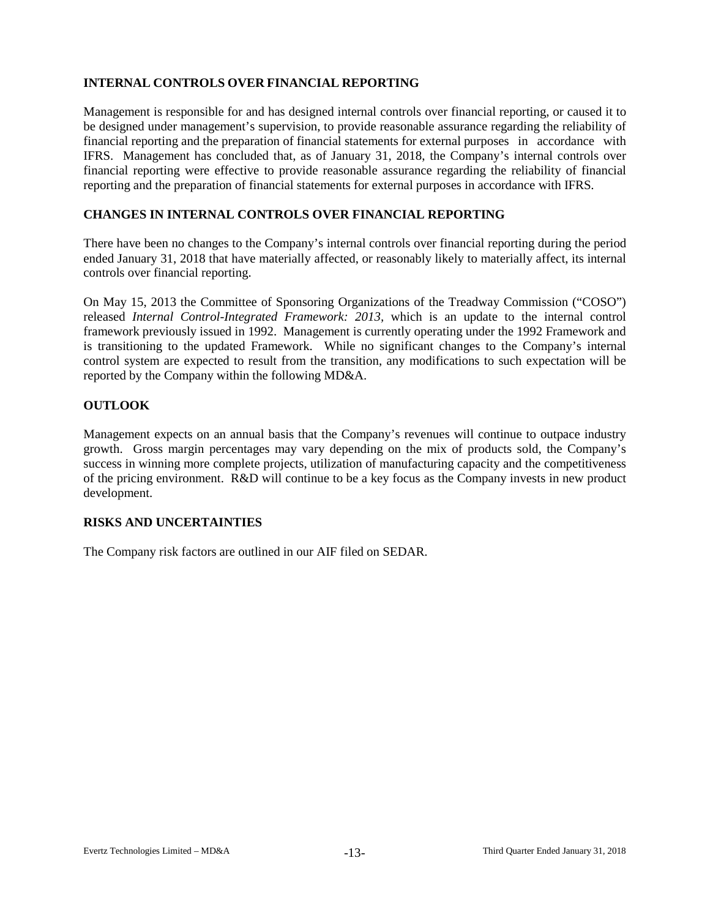## INTERNAL CONTROLS OVER FINANCIAL REPORTING

Management is responsible for and has designed internal controls over financial reporting, or caused it to be designed under management's supervision, to provide reasonable assurance regarding the reliability of financial reporting and the preparation of financial statements for external purposes in accordance with IFRS. Management has concluded that, as of January 31, 2018, the Company's internal controls over financial reporting were effective to provide reasonable assurance regarding the reliability of financial reporting and the preparation of financial statements for external purposes in accordance with IFRS.

## CHANGES IN INTERNAL CONTROLS OVER FINANCIAL REPORTING

There have been no changes to the Company's internal controls over financial reporting during the period ended January 31, 2018 that have materially affected, or reasonably likely to materially affect, its internal controls over financial reporting.

On May 15, 2013 the Committee of Sponsoring Organizations of the Treadway Commission ("COSO") released *Internal Control-Integrated Framework: 2013,* which is an update to the internal control framework previously issued in 1992. Management is currently operating under the 1992 Framework and is transitioning to the updated Framework. While no significant changes to the Company's internal control system are expected to result from the transition, any modifications to such expectation will be reported by the Company within the following MD&A.

## OUTLOOK

Management expects on an annual basis that the Company's revenues will continue to outpace industry growth. Gross margin percentages may vary depending on the mix of products sold, the Company's success in winning more complete projects, utilization of manufacturing capacity and the competitiveness of the pricing environment. R&D will continue to be a key focus as the Company invests in new product development.

## RISKS AND UNCERTAINTIES

The Company risk factors are outlined in our AIF filed on SEDAR.